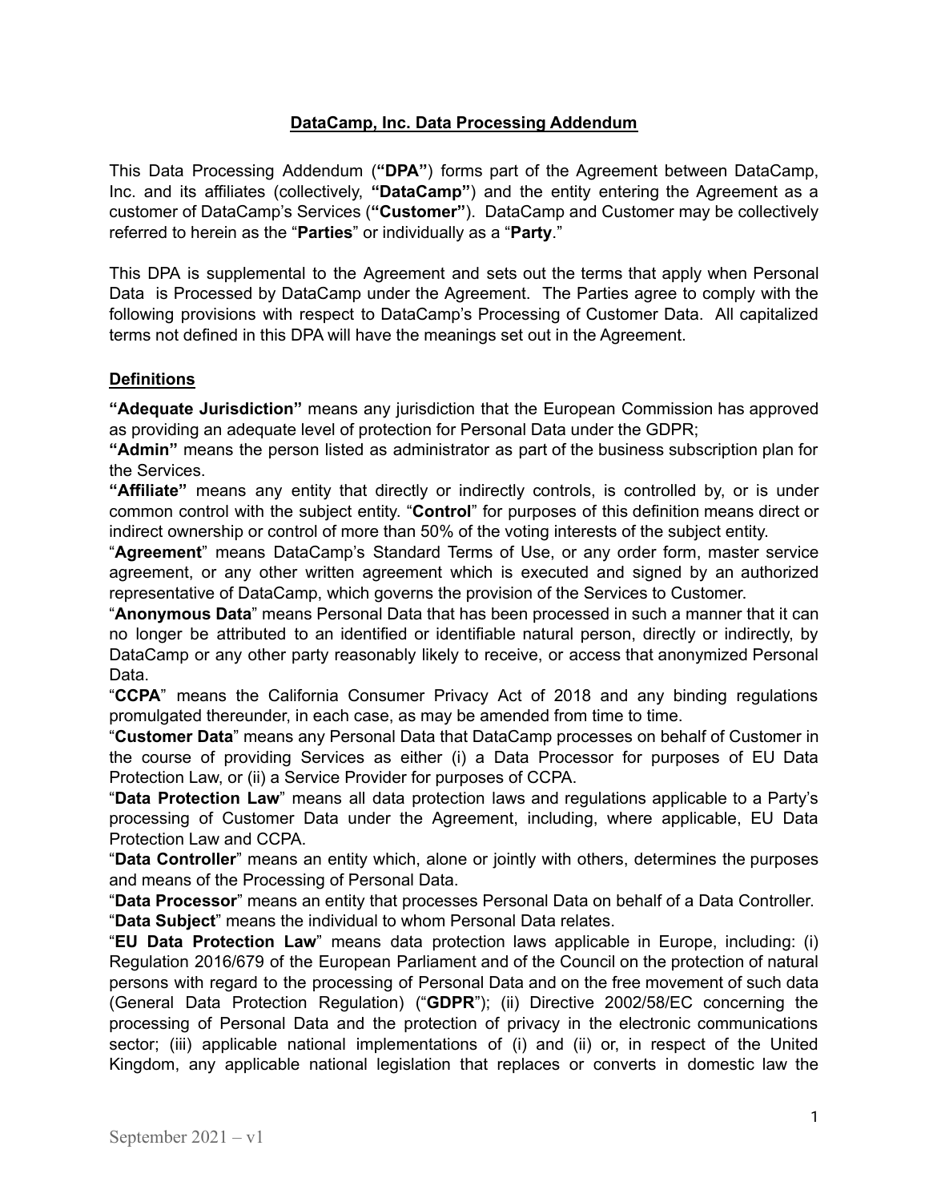# **DataCamp, Inc. Data Processing Addendum**

This Data Processing Addendum (**"DPA"**) forms part of the Agreement between DataCamp, Inc. and its affiliates (collectively, **"DataCamp"**) and the entity entering the Agreement as a customer of DataCamp's Services (**"Customer"**). DataCamp and Customer may be collectively referred to herein as the "**Parties**" or individually as a "**Party**."

This DPA is supplemental to the Agreement and sets out the terms that apply when Personal Data is Processed by DataCamp under the Agreement. The Parties agree to comply with the following provisions with respect to DataCamp's Processing of Customer Data. All capitalized terms not defined in this DPA will have the meanings set out in the Agreement.

## **Definitions**

**"Adequate Jurisdiction"** means any jurisdiction that the European Commission has approved as providing an adequate level of protection for Personal Data under the GDPR;

**"Admin"** means the person listed as administrator as part of the business subscription plan for the Services.

**"Affiliate"** means any entity that directly or indirectly controls, is controlled by, or is under common control with the subject entity. "**Control**" for purposes of this definition means direct or indirect ownership or control of more than 50% of the voting interests of the subject entity.

"**Agreement**" means DataCamp's Standard Terms of Use, or any order form, master service agreement, or any other written agreement which is executed and signed by an authorized representative of DataCamp, which governs the provision of the Services to Customer.

"**Anonymous Data**" means Personal Data that has been processed in such a manner that it can no longer be attributed to an identified or identifiable natural person, directly or indirectly, by DataCamp or any other party reasonably likely to receive, or access that anonymized Personal Data.

"**CCPA**" means the California Consumer Privacy Act of 2018 and any binding regulations promulgated thereunder, in each case, as may be amended from time to time.

"**Customer Data**" means any Personal Data that DataCamp processes on behalf of Customer in the course of providing Services as either (i) a Data Processor for purposes of EU Data Protection Law, or (ii) a Service Provider for purposes of CCPA.

"**Data Protection Law**" means all data protection laws and regulations applicable to a Party's processing of Customer Data under the Agreement, including, where applicable, EU Data Protection Law and CCPA.

"**Data Controller**" means an entity which, alone or jointly with others, determines the purposes and means of the Processing of Personal Data.

"**Data Processor**" means an entity that processes Personal Data on behalf of a Data Controller.

"**Data Subject**" means the individual to whom Personal Data relates.

"**EU Data Protection Law**" means data protection laws applicable in Europe, including: (i) Regulation 2016/679 of the European Parliament and of the Council on the protection of natural persons with regard to the processing of Personal Data and on the free movement of such data (General Data Protection Regulation) ("**GDPR**"); (ii) Directive 2002/58/EC concerning the processing of Personal Data and the protection of privacy in the electronic communications sector; (iii) applicable national implementations of (i) and (ii) or, in respect of the United Kingdom, any applicable national legislation that replaces or converts in domestic law the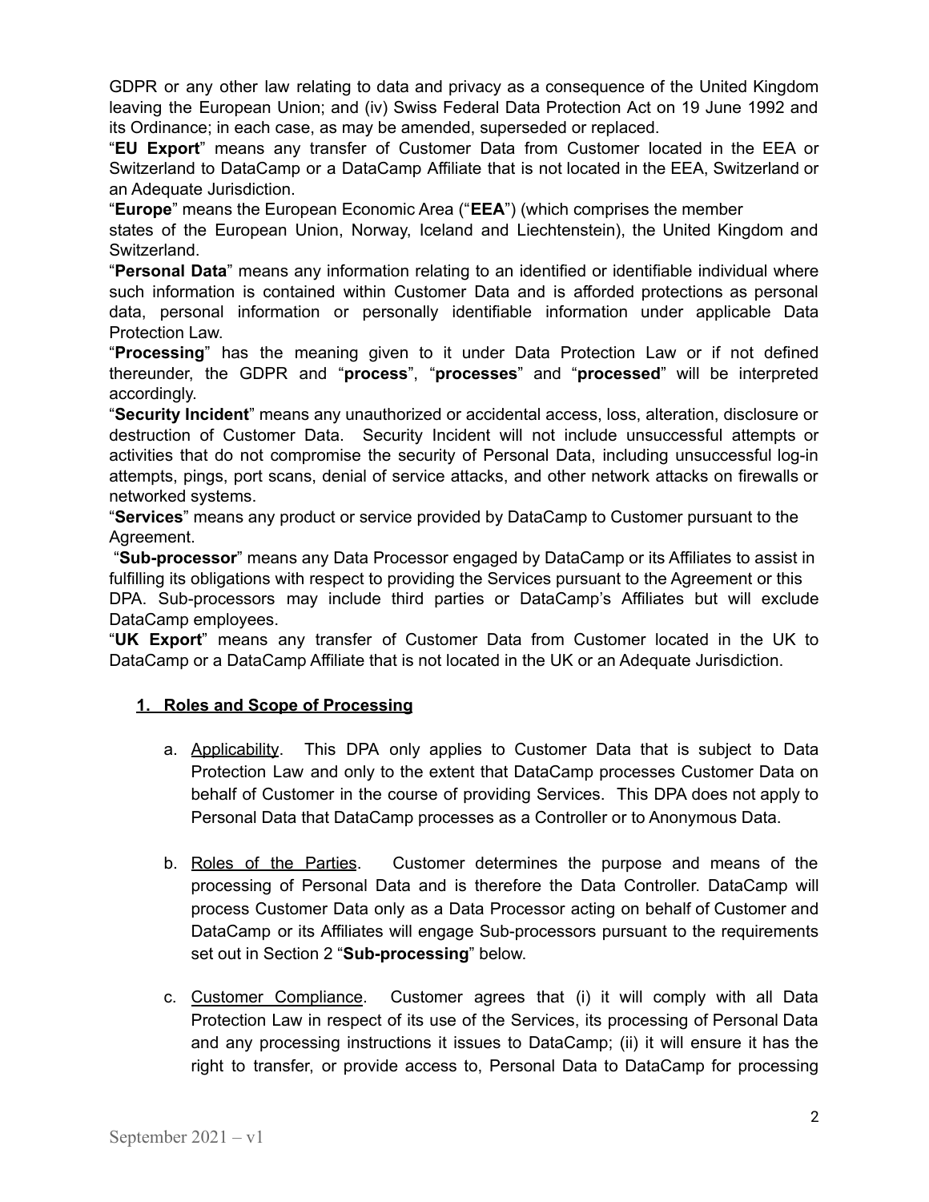GDPR or any other law relating to data and privacy as a consequence of the United Kingdom leaving the European Union; and (iv) Swiss Federal Data Protection Act on 19 June 1992 and its Ordinance; in each case, as may be amended, superseded or replaced.

"**EU Export**" means any transfer of Customer Data from Customer located in the EEA or Switzerland to DataCamp or a DataCamp Affiliate that is not located in the EEA, Switzerland or an Adequate Jurisdiction.

"**Europe**" means the European Economic Area ("**EEA**") (which comprises the member states of the European Union, Norway, Iceland and Liechtenstein), the United Kingdom and Switzerland.

"**Personal Data**" means any information relating to an identified or identifiable individual where such information is contained within Customer Data and is afforded protections as personal data, personal information or personally identifiable information under applicable Data Protection Law.

"**Processing**" has the meaning given to it under Data Protection Law or if not defined thereunder, the GDPR and "**process**", "**processes**" and "**processed**" will be interpreted accordingly.

"**Security Incident**" means any unauthorized or accidental access, loss, alteration, disclosure or destruction of Customer Data. Security Incident will not include unsuccessful attempts or activities that do not compromise the security of Personal Data, including unsuccessful log-in attempts, pings, port scans, denial of service attacks, and other network attacks on firewalls or networked systems.

"**Services**" means any product or service provided by DataCamp to Customer pursuant to the Agreement.

"**Sub-processor**" means any Data Processor engaged by DataCamp or its Affiliates to assist in fulfilling its obligations with respect to providing the Services pursuant to the Agreement or this DPA. Sub-processors may include third parties or DataCamp's Affiliates but will exclude DataCamp employees.

"**UK Export**" means any transfer of Customer Data from Customer located in the UK to DataCamp or a DataCamp Affiliate that is not located in the UK or an Adequate Jurisdiction.

## 1. Roles and Scope of Processing

a. Applicability. This DPA only applies to Customer Data that is subject to Data Protection Law and only to the extent that DataCamp processes Customer Data on behalf of Customer in the course of providing Services. This DPA does not apply to Personal Data that DataCamp processes as a Controller or to Anonymous Data.

b. Roles of the Parties. Customer determines the purpose and means of the processing of Personal Data and is therefore the Data Controller. DataCamp will process Customer Data only as a Data Processor acting on behalf of Customer and DataCamp or its Affiliates will engage Sub-processors pursuant to the requirements set out in Section 2 "**Sub-processing**" below.

c. Customer Compliance. Customer agrees that (i) it will comply with all Data Protection Law in respect of its use of the Services, its processing of Personal Data and any processing instructions it issues to DataCamp; (ii) it will ensure it has the right to transfer, or provide access to, Personal Data to DataCamp for processing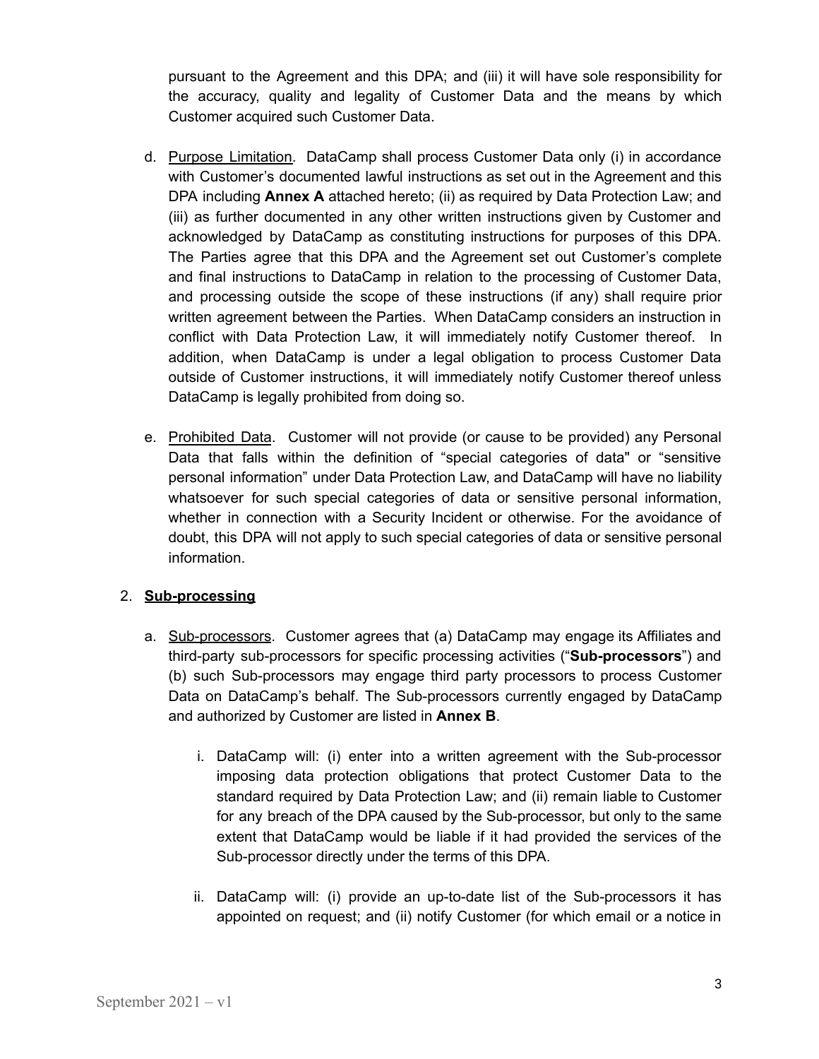pursuant to the Agreement and this DPA; and (iii) it will have sole responsibility for the accuracy, quality and legality of Customer Data and the means by which Customer acquired such Customer Data.

d. Purpose Limitation. DataCamp shall process Customer Data only (i) in accordance with Customer's documented lawful instructions as set out in the Agreement and this DPA including **Annex A** attached hereto; (ii) as required by Data Protection Law; and (iii) as further documented in any other written instructions given by Customer and acknowledged by DataCamp as constituting instructions for purposes of this DPA. The Parties agree that this DPA and the Agreement set out Customer's complete and final instructions to DataCamp in relation to the processing of Customer Data, and processing outside the scope of these instructions (if any) shall require prior written agreement between the Parties. When DataCamp considers an instruction in conflict with Data Protection Law, it will immediately notify Customer thereof. In addition, when DataCamp is under a legal obligation to process Customer Data outside of Customer instructions, it will immediately notify Customer thereof unless DataCamp is legally prohibited from doing so.

e. Prohibited Data. Customer will not provide (or cause to be provided) any Personal Data that falls within the definition of "special categories of data" or "sensitive personal information" under Data Protection Law, and DataCamp will have no liability whatsoever for such special categories of data or sensitive personal information, whether in connection with a Security Incident or otherwise. For the avoidance of doubt, this DPA will not apply to such special categories of data or sensitive personal information.

2. **Sub-processing**

a. Sub-processors. Customer agrees that (a) DataCamp may engage its Affiliates and third-party sub-processors for specific processing activities ("**Sub-processors**") and (b) such Sub-processors may engage third party processors to process Customer Data on DataCamp's behalf. The Sub-processors currently engaged by DataCamp and authorized by Customer are listed in **Annex B**.

i. DataCamp will: (i) enter into a written agreement with the Sub-processor imposing data protection obligations that protect Customer Data to the standard required by Data Protection Law; and (ii) remain liable to Customer for any breach of the DPA caused by the Sub-processor, but only to the same extent that DataCamp would be liable if it had provided the services of the Sub-processor directly under the terms of this DPA.

ii. DataCamp will: (i) provide an up-to-date list of the Sub-processors it has appointed on request; and (ii) notify Customer (for which email or a notice in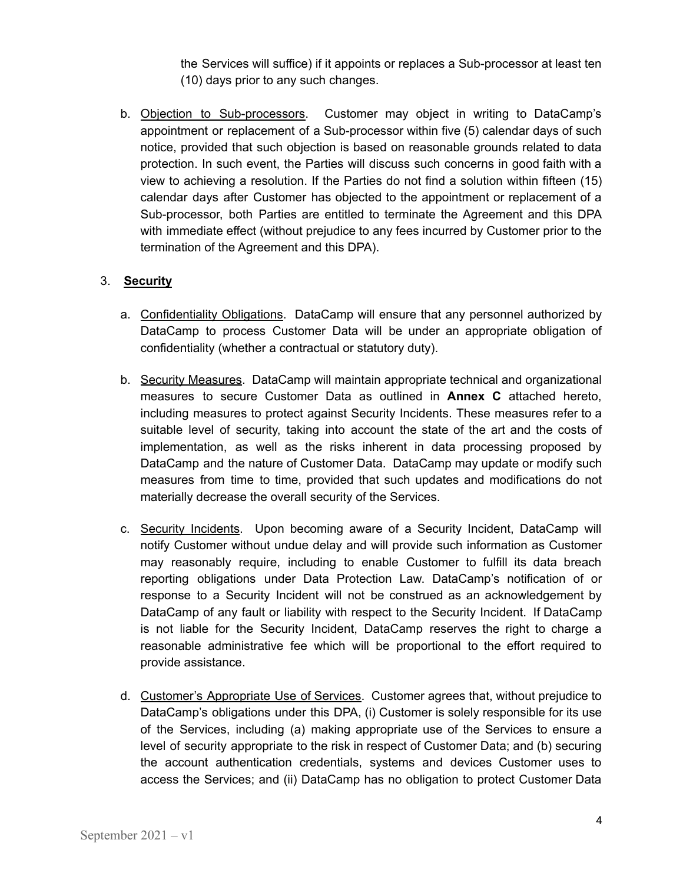the Services will suffice) if it appoints or replaces a Sub-processor at least ten (10) days prior to any such changes.

b. Objection to Sub-processors. Customer may object in writing to DataCamp's appointment or replacement of a Sub-processor within five (5) calendar days of such notice, provided that such objection is based on reasonable grounds related to data protection. In such event, the Parties will discuss such concerns in good faith with a view to achieving a resolution. If the Parties do not find a solution within fifteen (15) calendar days after Customer has objected to the appointment or replacement of a Sub-processor, both Parties are entitled to terminate the Agreement and this DPA with immediate effect (without prejudice to any fees incurred by Customer prior to the termination of the Agreement and this DPA).

3. **Security**

a. Confidentiality Obligations. DataCamp will ensure that any personnel authorized by DataCamp to process Customer Data will be under an appropriate obligation of confidentiality (whether a contractual or statutory duty).

b. Security Measures. DataCamp will maintain appropriate technical and organizational measures to secure Customer Data as outlined in **Annex C** attached hereto, including measures to protect against Security Incidents. These measures refer to a suitable level of security, taking into account the state of the art and the costs of implementation, as well as the risks inherent in data processing proposed by DataCamp and the nature of Customer Data. DataCamp may update or modify such measures from time to time, provided that such updates and modifications do not materially decrease the overall security of the Services.

c. Security Incidents. Upon becoming aware of a Security Incident, DataCamp will notify Customer without undue delay and will provide such information as Customer may reasonably require, including to enable Customer to fulfill its data breach reporting obligations under Data Protection Law. DataCamp's notification of or response to a Security Incident will not be construed as an acknowledgement by DataCamp of any fault or liability with respect to the Security Incident. If DataCamp is not liable for the Security Incident, DataCamp reserves the right to charge a reasonable administrative fee which will be proportional to the effort required to provide assistance.

d. Customer's Appropriate Use of Services. Customer agrees that, without prejudice to DataCamp's obligations under this DPA, (i) Customer is solely responsible for its use of the Services, including (a) making appropriate use of the Services to ensure a level of security appropriate to the risk in respect of Customer Data; and (b) securing the account authentication credentials, systems and devices Customer uses to access the Services; and (ii) DataCamp has no obligation to protect Customer Data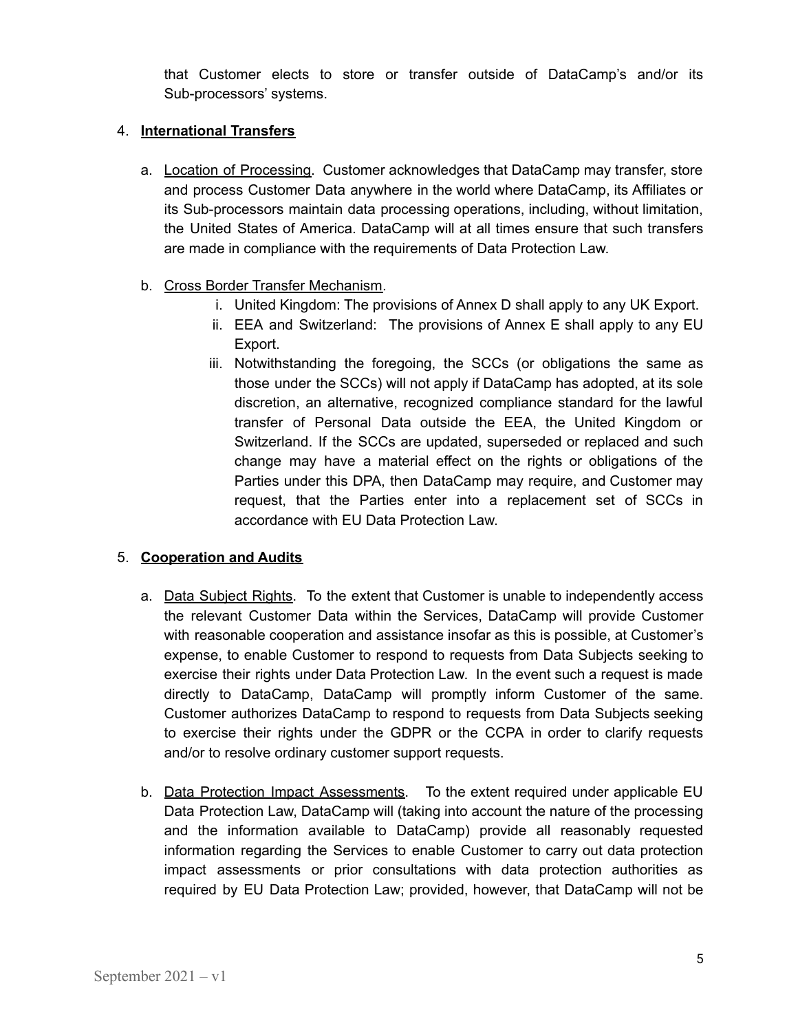that Customer elects to store or transfer outside of DataCamp's and/or its Sub-processors' systems.

4. **International Transfers**

   a. Location of Processing. Customer acknowledges that DataCamp may transfer, store and process Customer Data anywhere in the world where DataCamp, its Affiliates or its Sub-processors maintain data processing operations, including, without limitation, the United States of America. DataCamp will at all times ensure that such transfers are made in compliance with the requirements of Data Protection Law.

   b. Cross Border Transfer Mechanism.
      i. United Kingdom: The provisions of Annex D shall apply to any UK Export.
      ii. EEA and Switzerland: The provisions of Annex E shall apply to any EU Export.
      iii. Notwithstanding the foregoing, the SCCs (or obligations the same as those under the SCCs) will not apply if DataCamp has adopted, at its sole discretion, an alternative, recognized compliance standard for the lawful transfer of Personal Data outside the EEA, the United Kingdom or Switzerland. If the SCCs are updated, superseded or replaced and such change may have a material effect on the rights or obligations of the Parties under this DPA, then DataCamp may require, and Customer may request, that the Parties enter into a replacement set of SCCs in accordance with EU Data Protection Law.

5. **Cooperation and Audits**

   a. Data Subject Rights. To the extent that Customer is unable to independently access the relevant Customer Data within the Services, DataCamp will provide Customer with reasonable cooperation and assistance insofar as this is possible, at Customer's expense, to enable Customer to respond to requests from Data Subjects seeking to exercise their rights under Data Protection Law. In the event such a request is made directly to DataCamp, DataCamp will promptly inform Customer of the same. Customer authorizes DataCamp to respond to requests from Data Subjects seeking to exercise their rights under the GDPR or the CCPA in order to clarify requests and/or to resolve ordinary customer support requests.

   b. Data Protection Impact Assessments. To the extent required under applicable EU Data Protection Law, DataCamp will (taking into account the nature of the processing and the information available to DataCamp) provide all reasonably requested information regarding the Services to enable Customer to carry out data protection impact assessments or prior consultations with data protection authorities as required by EU Data Protection Law; provided, however, that DataCamp will not be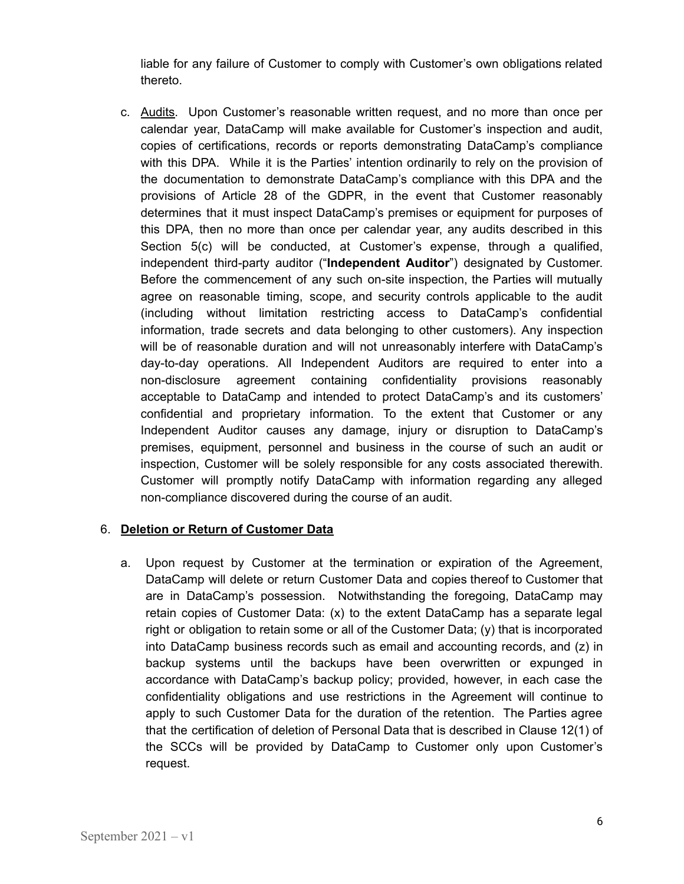liable for any failure of Customer to comply with Customer's own obligations related thereto.

c. Audits. Upon Customer's reasonable written request, and no more than once per calendar year, DataCamp will make available for Customer's inspection and audit, copies of certifications, records or reports demonstrating DataCamp's compliance with this DPA. While it is the Parties' intention ordinarily to rely on the provision of the documentation to demonstrate DataCamp's compliance with this DPA and the provisions of Article 28 of the GDPR, in the event that Customer reasonably determines that it must inspect DataCamp's premises or equipment for purposes of this DPA, then no more than once per calendar year, any audits described in this Section 5(c) will be conducted, at Customer's expense, through a qualified, independent third-party auditor ("**Independent Auditor**") designated by Customer. Before the commencement of any such on-site inspection, the Parties will mutually agree on reasonable timing, scope, and security controls applicable to the audit (including without limitation restricting access to DataCamp's confidential information, trade secrets and data belonging to other customers). Any inspection will be of reasonable duration and will not unreasonably interfere with DataCamp's day-to-day operations. All Independent Auditors are required to enter into a non-disclosure agreement containing confidentiality provisions reasonably acceptable to DataCamp and intended to protect DataCamp's and its customers' confidential and proprietary information. To the extent that Customer or any Independent Auditor causes any damage, injury or disruption to DataCamp's premises, equipment, personnel and business in the course of such an audit or inspection, Customer will be solely responsible for any costs associated therewith. Customer will promptly notify DataCamp with information regarding any alleged non-compliance discovered during the course of an audit.

6. **Deletion or Return of Customer Data**

a. Upon request by Customer at the termination or expiration of the Agreement, DataCamp will delete or return Customer Data and copies thereof to Customer that are in DataCamp's possession. Notwithstanding the foregoing, DataCamp may retain copies of Customer Data: (x) to the extent DataCamp has a separate legal right or obligation to retain some or all of the Customer Data; (y) that is incorporated into DataCamp business records such as email and accounting records, and (z) in backup systems until the backups have been overwritten or expunged in accordance with DataCamp's backup policy; provided, however, in each case the confidentiality obligations and use restrictions in the Agreement will continue to apply to such Customer Data for the duration of the retention. The Parties agree that the certification of deletion of Personal Data that is described in Clause 12(1) of the SCCs will be provided by DataCamp to Customer only upon Customer's request.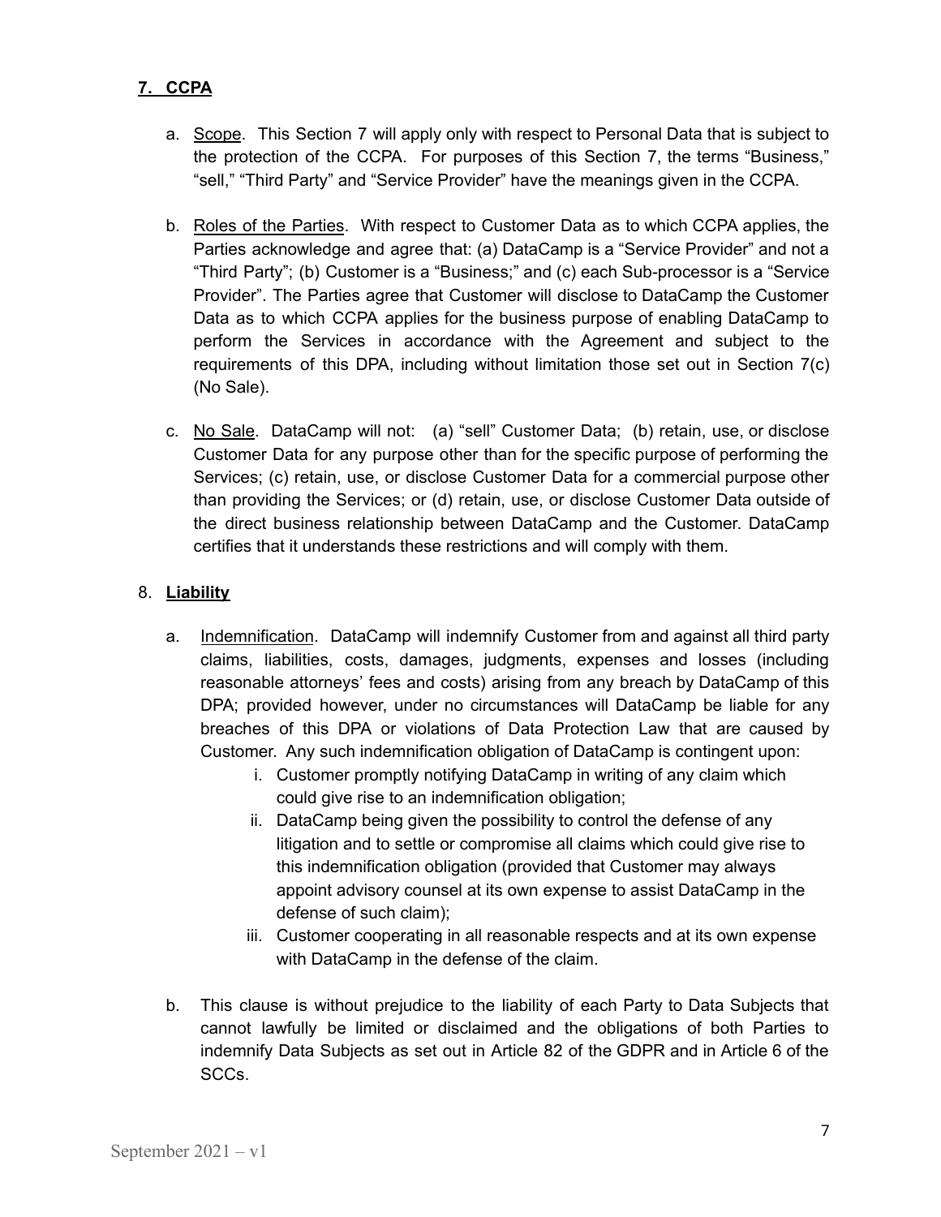## 7. CCPA

a. Scope. This Section 7 will apply only with respect to Personal Data that is subject to the protection of the CCPA. For purposes of this Section 7, the terms "Business," "sell," "Third Party" and "Service Provider" have the meanings given in the CCPA.

b. Roles of the Parties. With respect to Customer Data as to which CCPA applies, the Parties acknowledge and agree that: (a) DataCamp is a "Service Provider" and not a "Third Party"; (b) Customer is a "Business;" and (c) each Sub-processor is a "Service Provider". The Parties agree that Customer will disclose to DataCamp the Customer Data as to which CCPA applies for the business purpose of enabling DataCamp to perform the Services in accordance with the Agreement and subject to the requirements of this DPA, including without limitation those set out in Section 7(c) (No Sale).

c. No Sale. DataCamp will not: (a) "sell" Customer Data; (b) retain, use, or disclose Customer Data for any purpose other than for the specific purpose of performing the Services; (c) retain, use, or disclose Customer Data for a commercial purpose other than providing the Services; or (d) retain, use, or disclose Customer Data outside of the direct business relationship between DataCamp and the Customer. DataCamp certifies that it understands these restrictions and will comply with them.

## 8. Liability

a. Indemnification. DataCamp will indemnify Customer from and against all third party claims, liabilities, costs, damages, judgments, expenses and losses (including reasonable attorneys' fees and costs) arising from any breach by DataCamp of this DPA; provided however, under no circumstances will DataCamp be liable for any breaches of this DPA or violations of Data Protection Law that are caused by Customer. Any such indemnification obligation of DataCamp is contingent upon:

   i. Customer promptly notifying DataCamp in writing of any claim which could give rise to an indemnification obligation;
   ii. DataCamp being given the possibility to control the defense of any litigation and to settle or compromise all claims which could give rise to this indemnification obligation (provided that Customer may always appoint advisory counsel at its own expense to assist DataCamp in the defense of such claim);
   iii. Customer cooperating in all reasonable respects and at its own expense with DataCamp in the defense of the claim.

b. This clause is without prejudice to the liability of each Party to Data Subjects that cannot lawfully be limited or disclaimed and the obligations of both Parties to indemnify Data Subjects as set out in Article 82 of the GDPR and in Article 6 of the SCCs.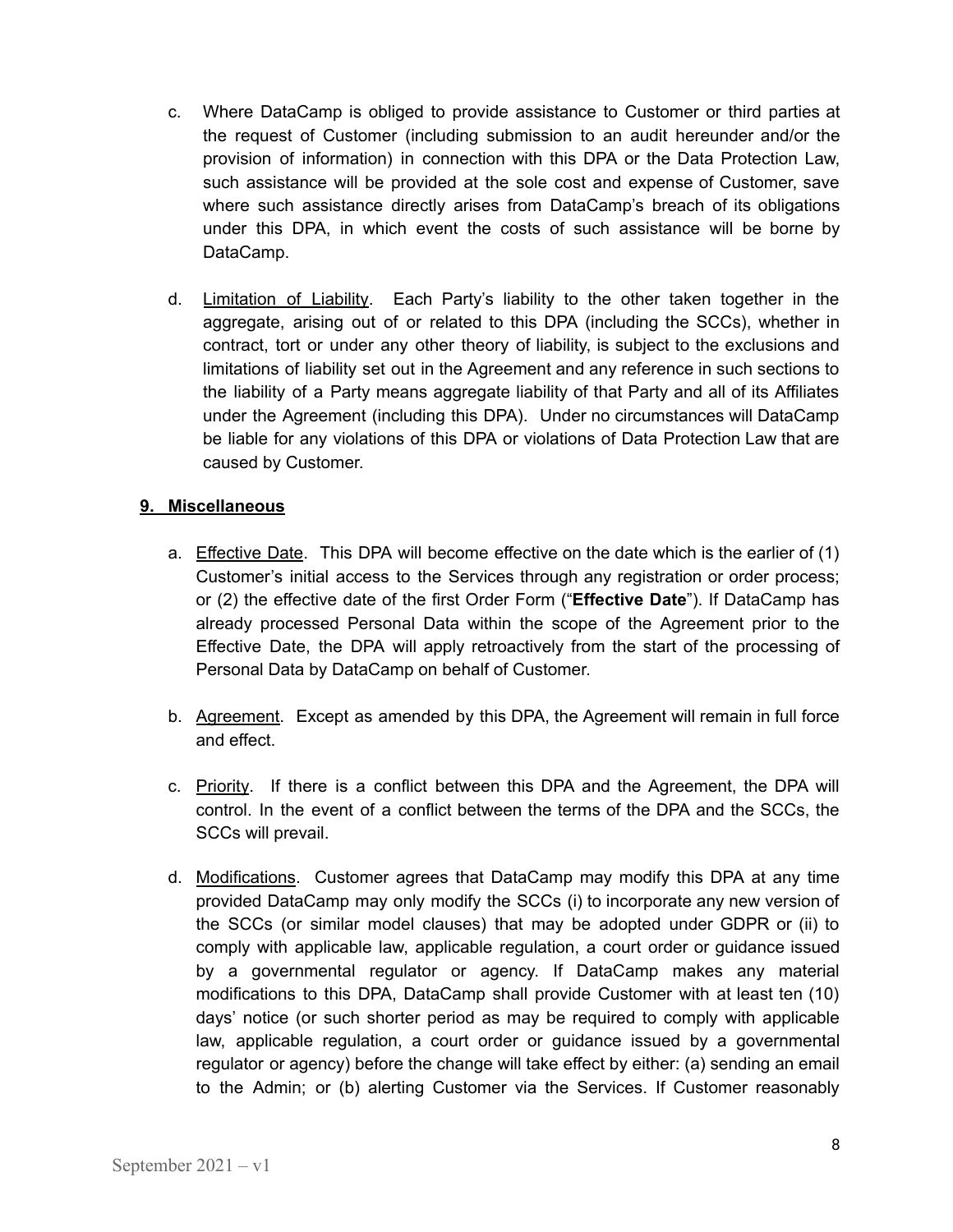c. Where DataCamp is obliged to provide assistance to Customer or third parties at the request of Customer (including submission to an audit hereunder and/or the provision of information) in connection with this DPA or the Data Protection Law, such assistance will be provided at the sole cost and expense of Customer, save where such assistance directly arises from DataCamp's breach of its obligations under this DPA, in which event the costs of such assistance will be borne by DataCamp.

d. Limitation of Liability. Each Party's liability to the other taken together in the aggregate, arising out of or related to this DPA (including the SCCs), whether in contract, tort or under any other theory of liability, is subject to the exclusions and limitations of liability set out in the Agreement and any reference in such sections to the liability of a Party means aggregate liability of that Party and all of its Affiliates under the Agreement (including this DPA). Under no circumstances will DataCamp be liable for any violations of this DPA or violations of Data Protection Law that are caused by Customer.

## 9. Miscellaneous

a. Effective Date. This DPA will become effective on the date which is the earlier of (1) Customer's initial access to the Services through any registration or order process; or (2) the effective date of the first Order Form ("**Effective Date**"). If DataCamp has already processed Personal Data within the scope of the Agreement prior to the Effective Date, the DPA will apply retroactively from the start of the processing of Personal Data by DataCamp on behalf of Customer.

b. Agreement. Except as amended by this DPA, the Agreement will remain in full force and effect.

c. Priority. If there is a conflict between this DPA and the Agreement, the DPA will control. In the event of a conflict between the terms of the DPA and the SCCs, the SCCs will prevail.

d. Modifications. Customer agrees that DataCamp may modify this DPA at any time provided DataCamp may only modify the SCCs (i) to incorporate any new version of the SCCs (or similar model clauses) that may be adopted under GDPR or (ii) to comply with applicable law, applicable regulation, a court order or guidance issued by a governmental regulator or agency. If DataCamp makes any material modifications to this DPA, DataCamp shall provide Customer with at least ten (10) days' notice (or such shorter period as may be required to comply with applicable law, applicable regulation, a court order or guidance issued by a governmental regulator or agency) before the change will take effect by either: (a) sending an email to the Admin; or (b) alerting Customer via the Services. If Customer reasonably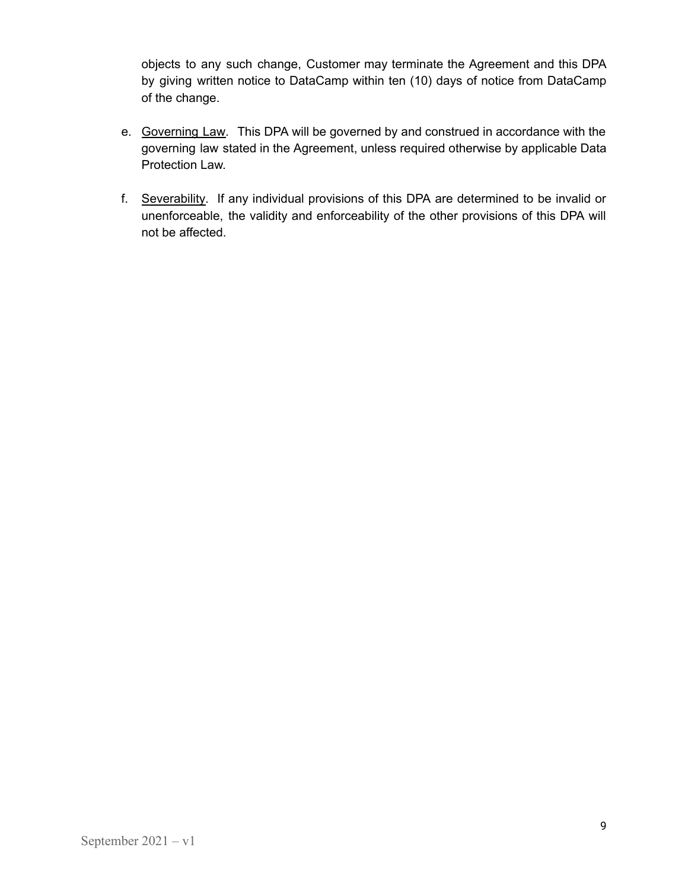objects to any such change, Customer may terminate the Agreement and this DPA by giving written notice to DataCamp within ten (10) days of notice from DataCamp of the change.

e. Governing Law. This DPA will be governed by and construed in accordance with the governing law stated in the Agreement, unless required otherwise by applicable Data Protection Law.

f. Severability. If any individual provisions of this DPA are determined to be invalid or unenforceable, the validity and enforceability of the other provisions of this DPA will not be affected.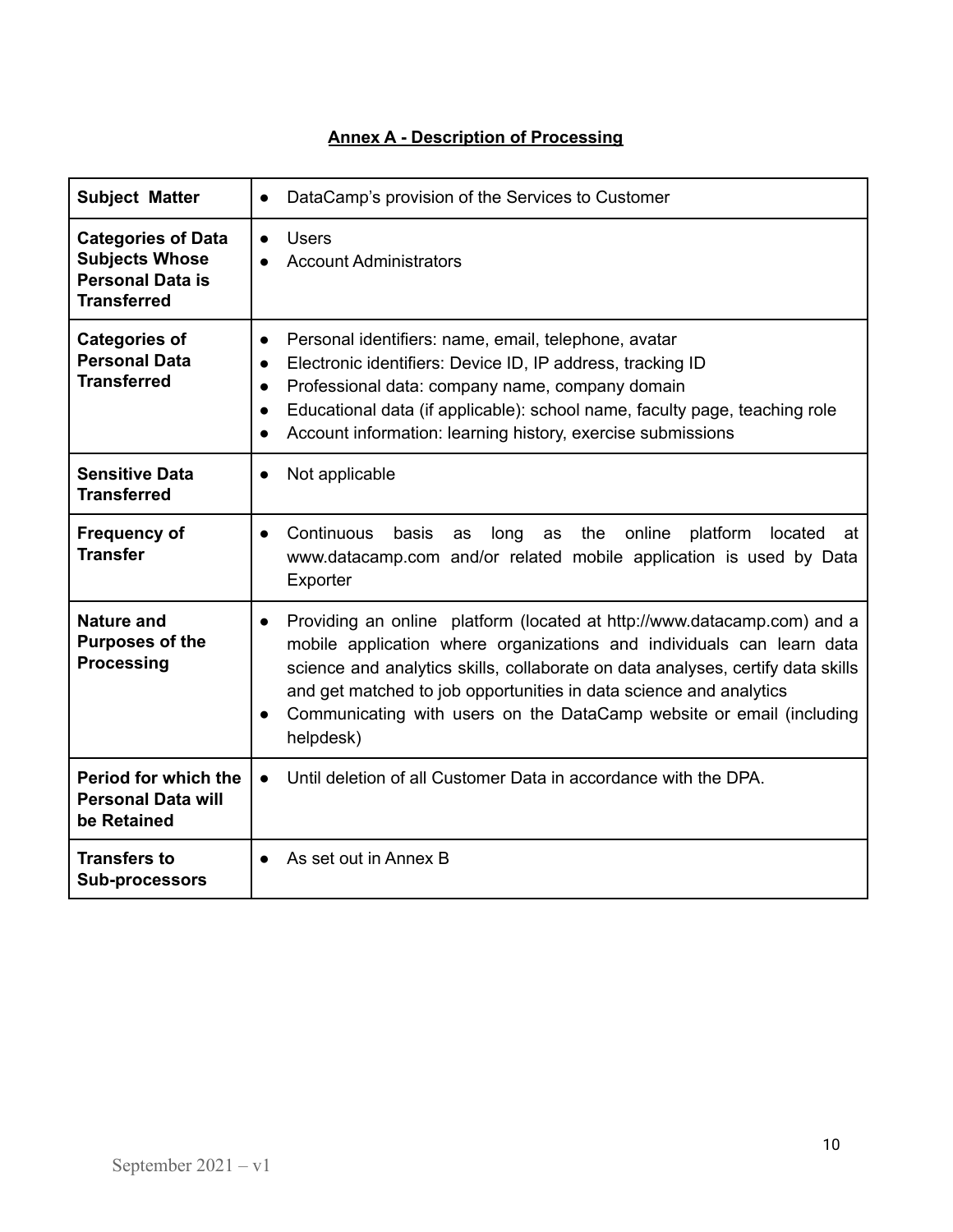## Annex A - Description of Processing

| **Subject Matter** | • DataCamp's provision of the Services to Customer |
|---|---|
| **Categories of Data Subjects Whose Personal Data is Transferred** | • Users<br>• Account Administrators |
| **Categories of Personal Data Transferred** | • Personal identifiers: name, email, telephone, avatar<br>• Electronic identifiers: Device ID, IP address, tracking ID<br>• Professional data: company name, company domain<br>• Educational data (if applicable): school name, faculty page, teaching role<br>• Account information: learning history, exercise submissions |
| **Sensitive Data Transferred** | • Not applicable |
| **Frequency of Transfer** | • Continuous basis as long as the online platform located at www.datacamp.com and/or related mobile application is used by Data Exporter |
| **Nature and Purposes of the Processing** | • Providing an online platform (located at http://www.datacamp.com) and a mobile application where organizations and individuals can learn data science and analytics skills, collaborate on data analyses, certify data skills and get matched to job opportunities in data science and analytics<br>• Communicating with users on the DataCamp website or email (including helpdesk) |
| **Period for which the Personal Data will be Retained** | • Until deletion of all Customer Data in accordance with the DPA. |
| **Transfers to Sub-processors** | • As set out in Annex B |

September 2021 – v1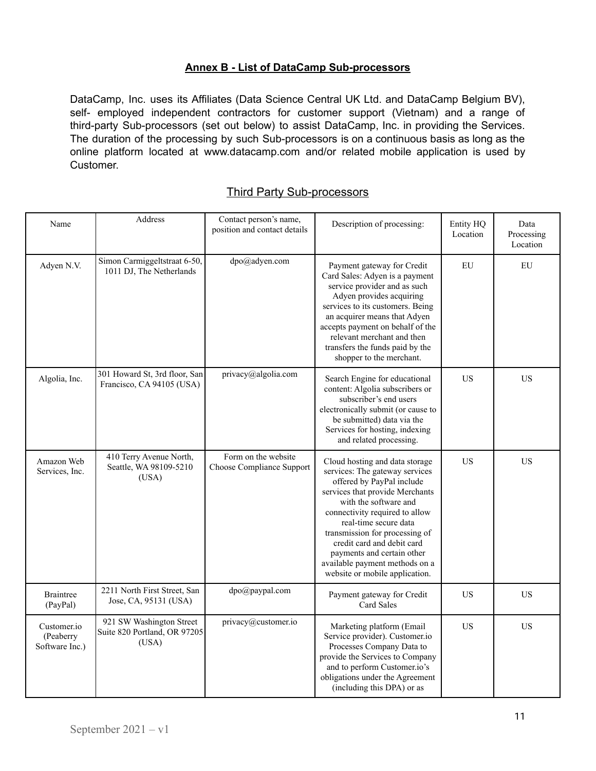## Annex B - List of DataCamp Sub-processors

DataCamp, Inc. uses its Affiliates (Data Science Central UK Ltd. and DataCamp Belgium BV), self- employed independent contractors for customer support (Vietnam) and a range of third-party Sub-processors (set out below) to assist DataCamp, Inc. in providing the Services. The duration of the processing by such Sub-processors is on a continuous basis as long as the online platform located at www.datacamp.com and/or related mobile application is used by Customer.

### Third Party Sub-processors

| Name | Address | Contact person's name, position and contact details | Description of processing: | Entity HQ Location | Data Processing Location |
|---|---|---|---|---|---|
| Adyen N.V. | Simon Carmiggeltstraat 6-50, 1011 DJ, The Netherlands | dpo@adyen.com | Payment gateway for Credit Card Sales: Adyen is a payment service provider and as such Adyen provides acquiring services to its customers. Being an acquirer means that Adyen accepts payment on behalf of the relevant merchant and then transfers the funds paid by the shopper to the merchant. | EU | EU |
| Algolia, Inc. | 301 Howard St, 3rd floor, San Francisco, CA 94105 (USA) | privacy@algolia.com | Search Engine for educational content: Algolia subscribers or subscriber's end users electronically submit (or cause to be submitted) data via the Services for hosting, indexing and related processing. | US | US |
| Amazon Web Services, Inc. | 410 Terry Avenue North, Seattle, WA 98109-5210 (USA) | Form on the website Choose Compliance Support | Cloud hosting and data storage services: The gateway services offered by PayPal include services that provide Merchants with the software and connectivity required to allow real-time secure data transmission for processing of credit card and debit card payments and certain other available payment methods on a website or mobile application. | US | US |
| Braintree (PayPal) | 2211 North First Street, San Jose, CA, 95131 (USA) | dpo@paypal.com | Payment gateway for Credit Card Sales | US | US |
| Customer.io (Peaberry Software Inc.) | 921 SW Washington Street Suite 820 Portland, OR 97205 (USA) | privacy@customer.io | Marketing platform (Email Service provider). Customer.io Processes Company Data to provide the Services to Company and to perform Customer.io's obligations under the Agreement (including this DPA) or as | US | US |

September 2021 – v1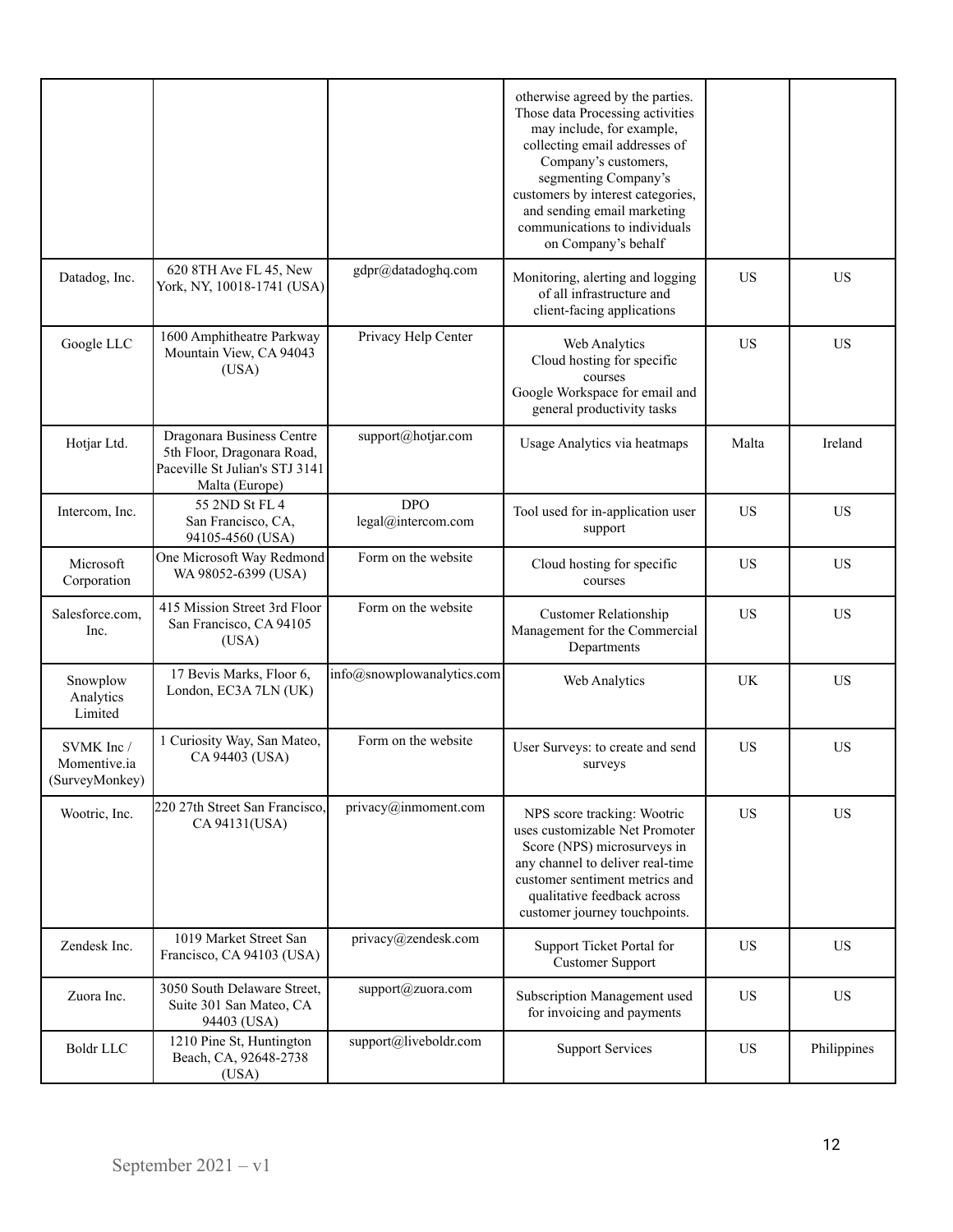| | | | otherwise agreed by the parties. Those data Processing activities may include, for example, collecting email addresses of Company's customers, segmenting Company's customers by interest categories, and sending email marketing communications to individuals on Company's behalf | | |
|---|---|---|---|---|---|
| Datadog, Inc. | 620 8TH Ave FL 45, New York, NY, 10018-1741 (USA) | gdpr@datadoghq.com | Monitoring, alerting and logging of all infrastructure and client-facing applications | US | US |
| Google LLC | 1600 Amphitheatre Parkway Mountain View, CA 94043 (USA) | Privacy Help Center | Web Analytics<br>Cloud hosting for specific courses<br>Google Workspace for email and general productivity tasks | US | US |
| Hotjar Ltd. | Dragonara Business Centre 5th Floor, Dragonara Road, Paceville St Julian's STJ 3141 Malta (Europe) | support@hotjar.com | Usage Analytics via heatmaps | Malta | Ireland |
| Intercom, Inc. | 55 2ND St FL 4 San Francisco, CA, 94105-4560 (USA) | DPO legal@intercom.com | Tool used for in-application user support | US | US |
| Microsoft Corporation | One Microsoft Way Redmond WA 98052-6399 (USA) | Form on the website | Cloud hosting for specific courses | US | US |
| Salesforce.com, Inc. | 415 Mission Street 3rd Floor San Francisco, CA 94105 (USA) | Form on the website | Customer Relationship Management for the Commercial Departments | US | US |
| Snowplow Analytics Limited | 17 Bevis Marks, Floor 6, London, EC3A 7LN (UK) | info@snowplowanalytics.com | Web Analytics | UK | US |
| SVMK Inc / Momentive.ia (SurveyMonkey) | 1 Curiosity Way, San Mateo, CA 94403 (USA) | Form on the website | User Surveys: to create and send surveys | US | US |
| Wootric, Inc. | 220 27th Street San Francisco, CA 94131(USA) | privacy@inmoment.com | NPS score tracking: Wootric uses customizable Net Promoter Score (NPS) microsurveys in any channel to deliver real-time customer sentiment metrics and qualitative feedback across customer journey touchpoints. | US | US |
| Zendesk Inc. | 1019 Market Street San Francisco, CA 94103 (USA) | privacy@zendesk.com | Support Ticket Portal for Customer Support | US | US |
| Zuora Inc. | 3050 South Delaware Street, Suite 301 San Mateo, CA 94403 (USA) | support@zuora.com | Subscription Management used for invoicing and payments | US | US |
| Boldr LLC | 1210 Pine St, Huntington Beach, CA, 92648-2738 (USA) | support@liveboldr.com | Support Services | US | Philippines |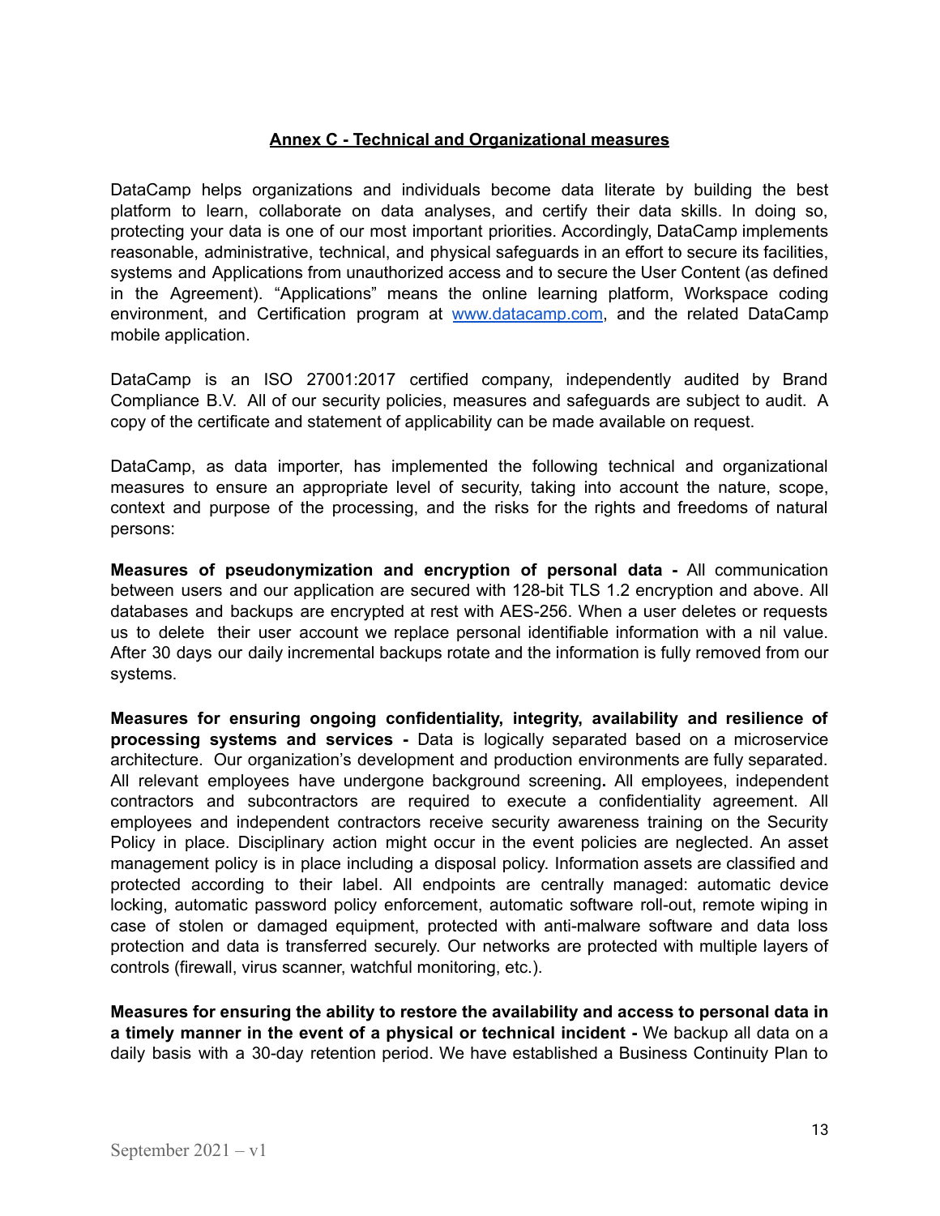## Annex C - Technical and Organizational measures

DataCamp helps organizations and individuals become data literate by building the best platform to learn, collaborate on data analyses, and certify their data skills. In doing so, protecting your data is one of our most important priorities. Accordingly, DataCamp implements reasonable, administrative, technical, and physical safeguards in an effort to secure its facilities, systems and Applications from unauthorized access and to secure the User Content (as defined in the Agreement). "Applications" means the online learning platform, Workspace coding environment, and Certification program at [www.datacamp.com](http://www.datacamp.com), and the related DataCamp mobile application.

DataCamp is an ISO 27001:2017 certified company, independently audited by Brand Compliance B.V. All of our security policies, measures and safeguards are subject to audit. A copy of the certificate and statement of applicability can be made available on request.

DataCamp, as data importer, has implemented the following technical and organizational measures to ensure an appropriate level of security, taking into account the nature, scope, context and purpose of the processing, and the risks for the rights and freedoms of natural persons:

**Measures of pseudonymization and encryption of personal data -** All communication between users and our application are secured with 128-bit TLS 1.2 encryption and above. All databases and backups are encrypted at rest with AES-256. When a user deletes or requests us to delete their user account we replace personal identifiable information with a nil value. After 30 days our daily incremental backups rotate and the information is fully removed from our systems.

**Measures for ensuring ongoing confidentiality, integrity, availability and resilience of processing systems and services -** Data is logically separated based on a microservice architecture. Our organization's development and production environments are fully separated. All relevant employees have undergone background screening**.** All employees, independent contractors and subcontractors are required to execute a confidentiality agreement. All employees and independent contractors receive security awareness training on the Security Policy in place. Disciplinary action might occur in the event policies are neglected. An asset management policy is in place including a disposal policy. Information assets are classified and protected according to their label. All endpoints are centrally managed: automatic device locking, automatic password policy enforcement, automatic software roll-out, remote wiping in case of stolen or damaged equipment, protected with anti-malware software and data loss protection and data is transferred securely. Our networks are protected with multiple layers of controls (firewall, virus scanner, watchful monitoring, etc.).

**Measures for ensuring the ability to restore the availability and access to personal data in a timely manner in the event of a physical or technical incident -** We backup all data on a daily basis with a 30-day retention period. We have established a Business Continuity Plan to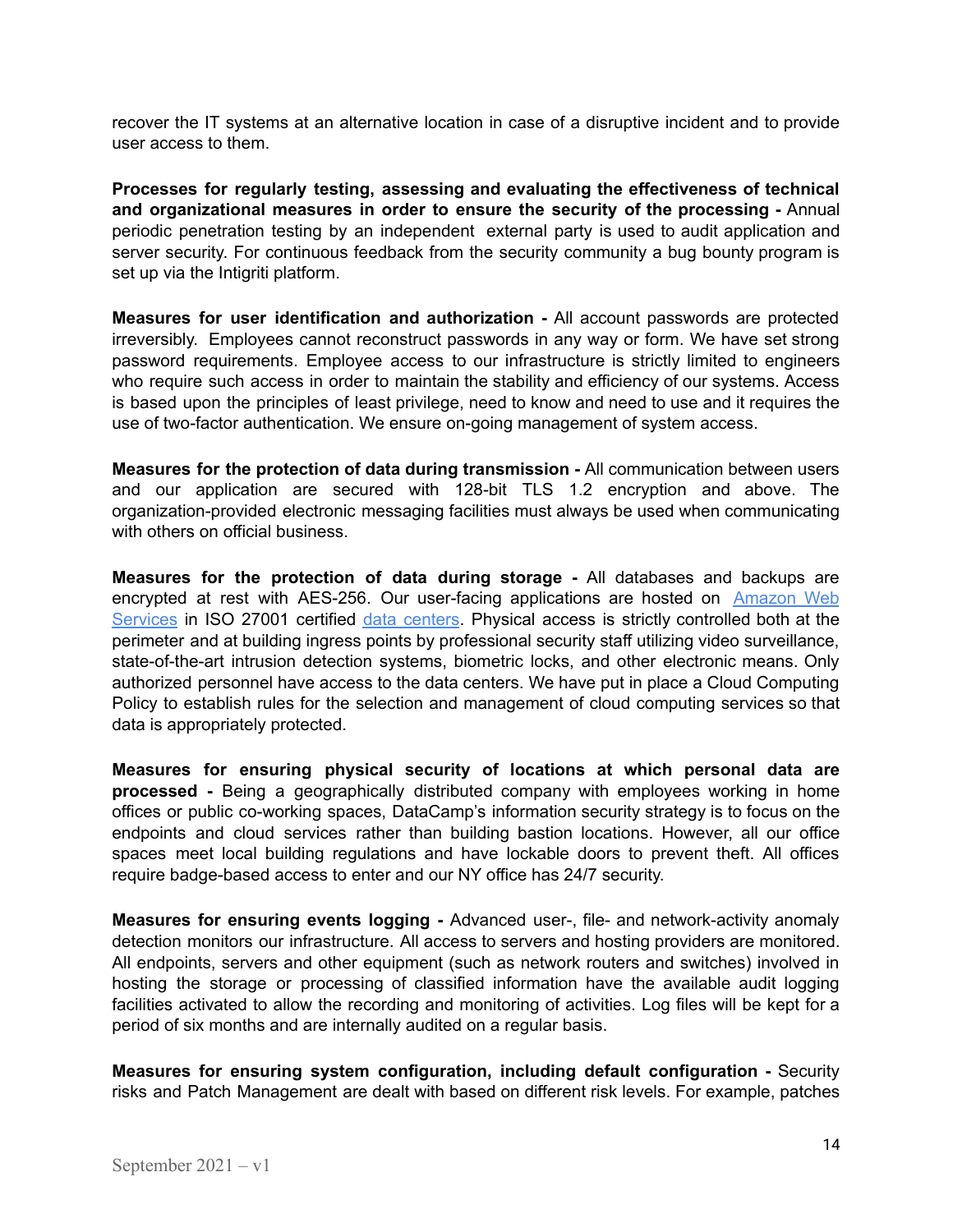recover the IT systems at an alternative location in case of a disruptive incident and to provide user access to them.

**Processes for regularly testing, assessing and evaluating the effectiveness of technical and organizational measures in order to ensure the security of the processing -** Annual periodic penetration testing by an independent external party is used to audit application and server security. For continuous feedback from the security community a bug bounty program is set up via the Intigriti platform.

**Measures for user identification and authorization -** All account passwords are protected irreversibly. Employees cannot reconstruct passwords in any way or form. We have set strong password requirements. Employee access to our infrastructure is strictly limited to engineers who require such access in order to maintain the stability and efficiency of our systems. Access is based upon the principles of least privilege, need to know and need to use and it requires the use of two-factor authentication. We ensure on-going management of system access.

**Measures for the protection of data during transmission -** All communication between users and our application are secured with 128-bit TLS 1.2 encryption and above. The organization-provided electronic messaging facilities must always be used when communicating with others on official business.

**Measures for the protection of data during storage -** All databases and backups are encrypted at rest with AES-256. Our user-facing applications are hosted on [Amazon Web Services]() in ISO 27001 certified [data centers](). Physical access is strictly controlled both at the perimeter and at building ingress points by professional security staff utilizing video surveillance, state-of-the-art intrusion detection systems, biometric locks, and other electronic means. Only authorized personnel have access to the data centers. We have put in place a Cloud Computing Policy to establish rules for the selection and management of cloud computing services so that data is appropriately protected.

**Measures for ensuring physical security of locations at which personal data are processed -** Being a geographically distributed company with employees working in home offices or public co-working spaces, DataCamp's information security strategy is to focus on the endpoints and cloud services rather than building bastion locations. However, all our office spaces meet local building regulations and have lockable doors to prevent theft. All offices require badge-based access to enter and our NY office has 24/7 security.

**Measures for ensuring events logging -** Advanced user-, file- and network-activity anomaly detection monitors our infrastructure. All access to servers and hosting providers are monitored. All endpoints, servers and other equipment (such as network routers and switches) involved in hosting the storage or processing of classified information have the available audit logging facilities activated to allow the recording and monitoring of activities. Log files will be kept for a period of six months and are internally audited on a regular basis.

**Measures for ensuring system configuration, including default configuration -** Security risks and Patch Management are dealt with based on different risk levels. For example, patches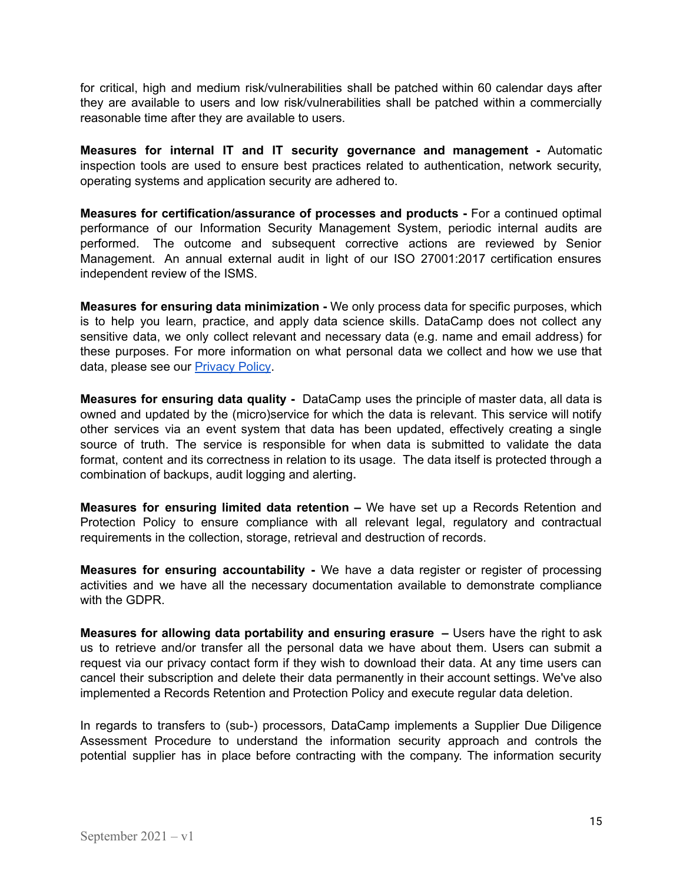for critical, high and medium risk/vulnerabilities shall be patched within 60 calendar days after they are available to users and low risk/vulnerabilities shall be patched within a commercially reasonable time after they are available to users.

**Measures for internal IT and IT security governance and management -** Automatic inspection tools are used to ensure best practices related to authentication, network security, operating systems and application security are adhered to.

**Measures for certification/assurance of processes and products -** For a continued optimal performance of our Information Security Management System, periodic internal audits are performed. The outcome and subsequent corrective actions are reviewed by Senior Management. An annual external audit in light of our ISO 27001:2017 certification ensures independent review of the ISMS.

**Measures for ensuring data minimization -** We only process data for specific purposes, which is to help you learn, practice, and apply data science skills. DataCamp does not collect any sensitive data, we only collect relevant and necessary data (e.g. name and email address) for these purposes. For more information on what personal data we collect and how we use that data, please see our [Privacy Policy](Privacy Policy).

**Measures for ensuring data quality -** DataCamp uses the principle of master data, all data is owned and updated by the (micro)service for which the data is relevant. This service will notify other services via an event system that data has been updated, effectively creating a single source of truth. The service is responsible for when data is submitted to validate the data format, content and its correctness in relation to its usage. The data itself is protected through a combination of backups, audit logging and alerting.

**Measures for ensuring limited data retention –** We have set up a Records Retention and Protection Policy to ensure compliance with all relevant legal, regulatory and contractual requirements in the collection, storage, retrieval and destruction of records.

**Measures for ensuring accountability -** We have a data register or register of processing activities and we have all the necessary documentation available to demonstrate compliance with the GDPR.

**Measures for allowing data portability and ensuring erasure –** Users have the right to ask us to retrieve and/or transfer all the personal data we have about them. Users can submit a request via our privacy contact form if they wish to download their data. At any time users can cancel their subscription and delete their data permanently in their account settings. We've also implemented a Records Retention and Protection Policy and execute regular data deletion.

In regards to transfers to (sub-) processors, DataCamp implements a Supplier Due Diligence Assessment Procedure to understand the information security approach and controls the potential supplier has in place before contracting with the company. The information security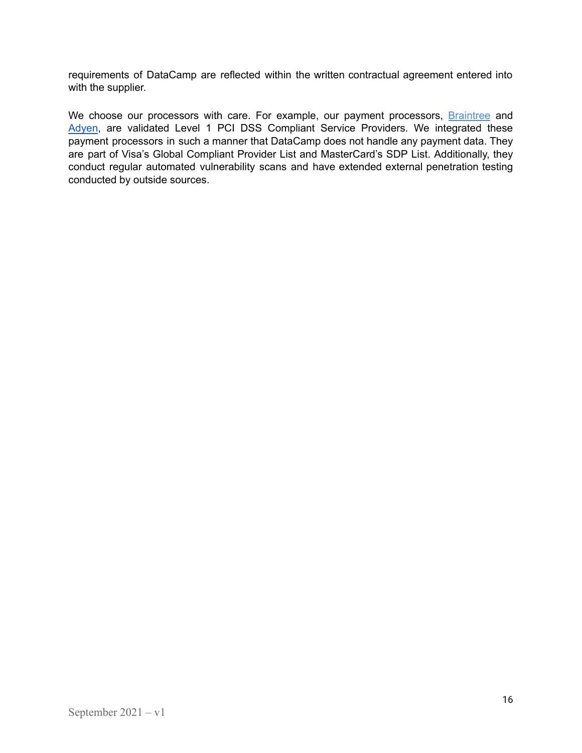requirements of DataCamp are reflected within the written contractual agreement entered into with the supplier.

We choose our processors with care. For example, our payment processors, Braintree and Adyen, are validated Level 1 PCI DSS Compliant Service Providers. We integrated these payment processors in such a manner that DataCamp does not handle any payment data. They are part of Visa's Global Compliant Provider List and MasterCard's SDP List. Additionally, they conduct regular automated vulnerability scans and have extended external penetration testing conducted by outside sources.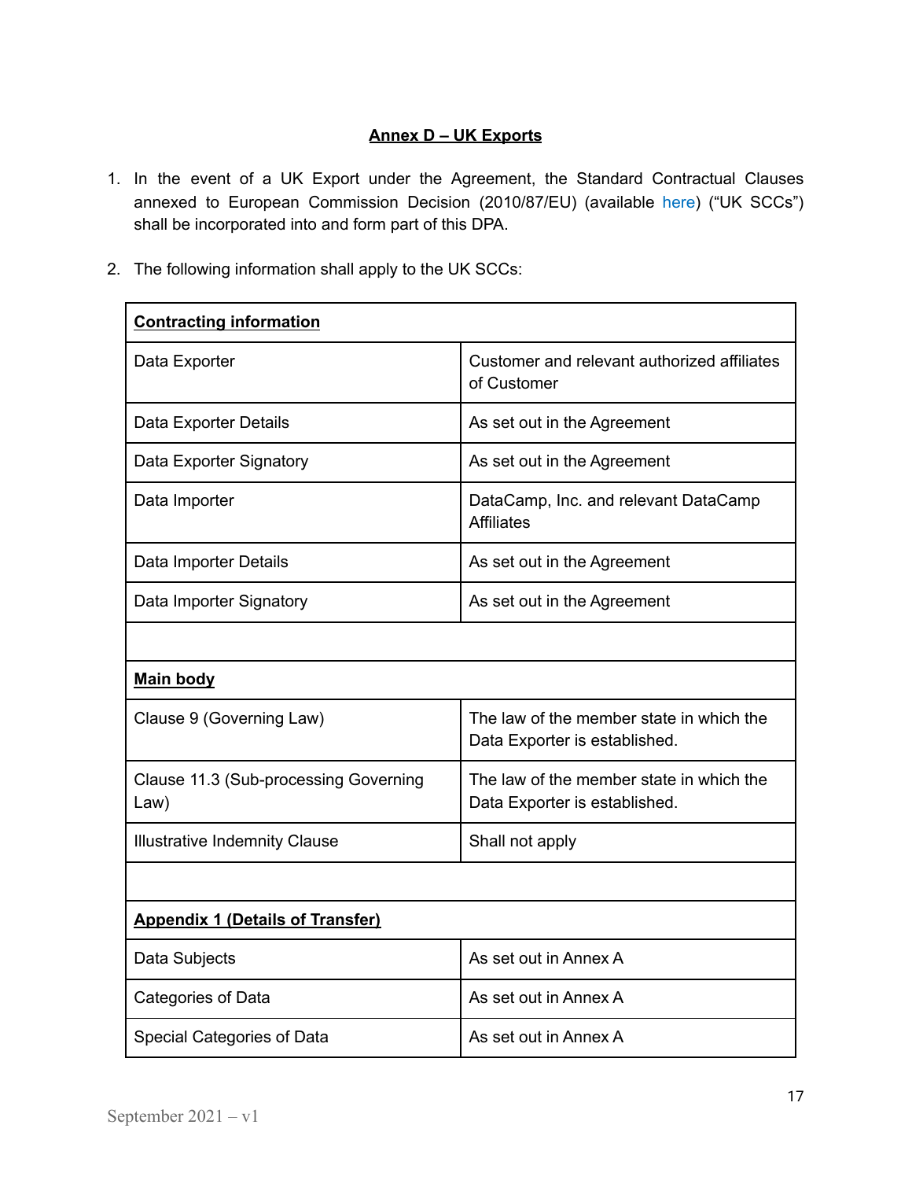## Annex D – UK Exports

1. In the event of a UK Export under the Agreement, the Standard Contractual Clauses annexed to European Commission Decision (2010/87/EU) (available here) ("UK SCCs") shall be incorporated into and form part of this DPA.

2. The following information shall apply to the UK SCCs:

| **Contracting information** | |
|---|---|
| Data Exporter | Customer and relevant authorized affiliates of Customer |
| Data Exporter Details | As set out in the Agreement |
| Data Exporter Signatory | As set out in the Agreement |
| Data Importer | DataCamp, Inc. and relevant DataCamp Affiliates |
| Data Importer Details | As set out in the Agreement |
| Data Importer Signatory | As set out in the Agreement |
| | |
| **Main body** | |
| Clause 9 (Governing Law) | The law of the member state in which the Data Exporter is established. |
| Clause 11.3 (Sub-processing Governing Law) | The law of the member state in which the Data Exporter is established. |
| Illustrative Indemnity Clause | Shall not apply |
| | |
| **Appendix 1 (Details of Transfer)** | |
| Data Subjects | As set out in Annex A |
| Categories of Data | As set out in Annex A |
| Special Categories of Data | As set out in Annex A |

September 2021 – v1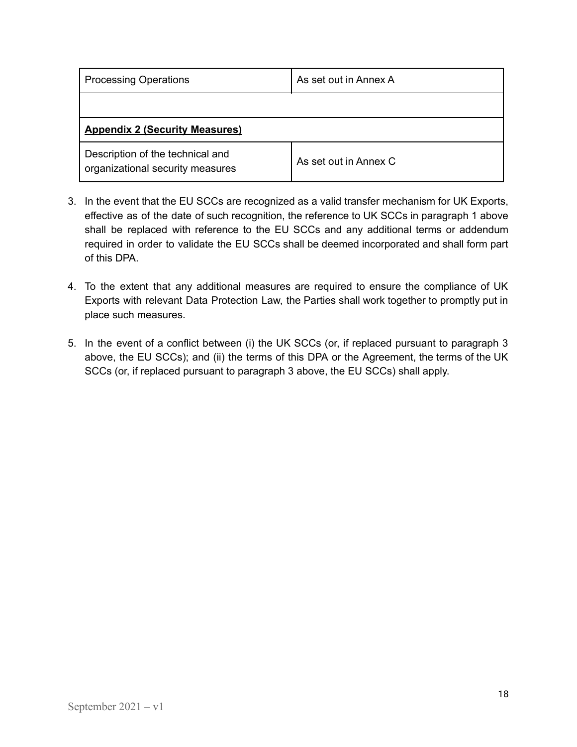| Processing Operations | As set out in Annex A |
| --- | --- |
| | |
| **Appendix 2 (Security Measures)** | |
| Description of the technical and organizational security measures | As set out in Annex C |

3. In the event that the EU SCCs are recognized as a valid transfer mechanism for UK Exports, effective as of the date of such recognition, the reference to UK SCCs in paragraph 1 above shall be replaced with reference to the EU SCCs and any additional terms or addendum required in order to validate the EU SCCs shall be deemed incorporated and shall form part of this DPA.

4. To the extent that any additional measures are required to ensure the compliance of UK Exports with relevant Data Protection Law, the Parties shall work together to promptly put in place such measures.

5. In the event of a conflict between (i) the UK SCCs (or, if replaced pursuant to paragraph 3 above, the EU SCCs); and (ii) the terms of this DPA or the Agreement, the terms of the UK SCCs (or, if replaced pursuant to paragraph 3 above, the EU SCCs) shall apply.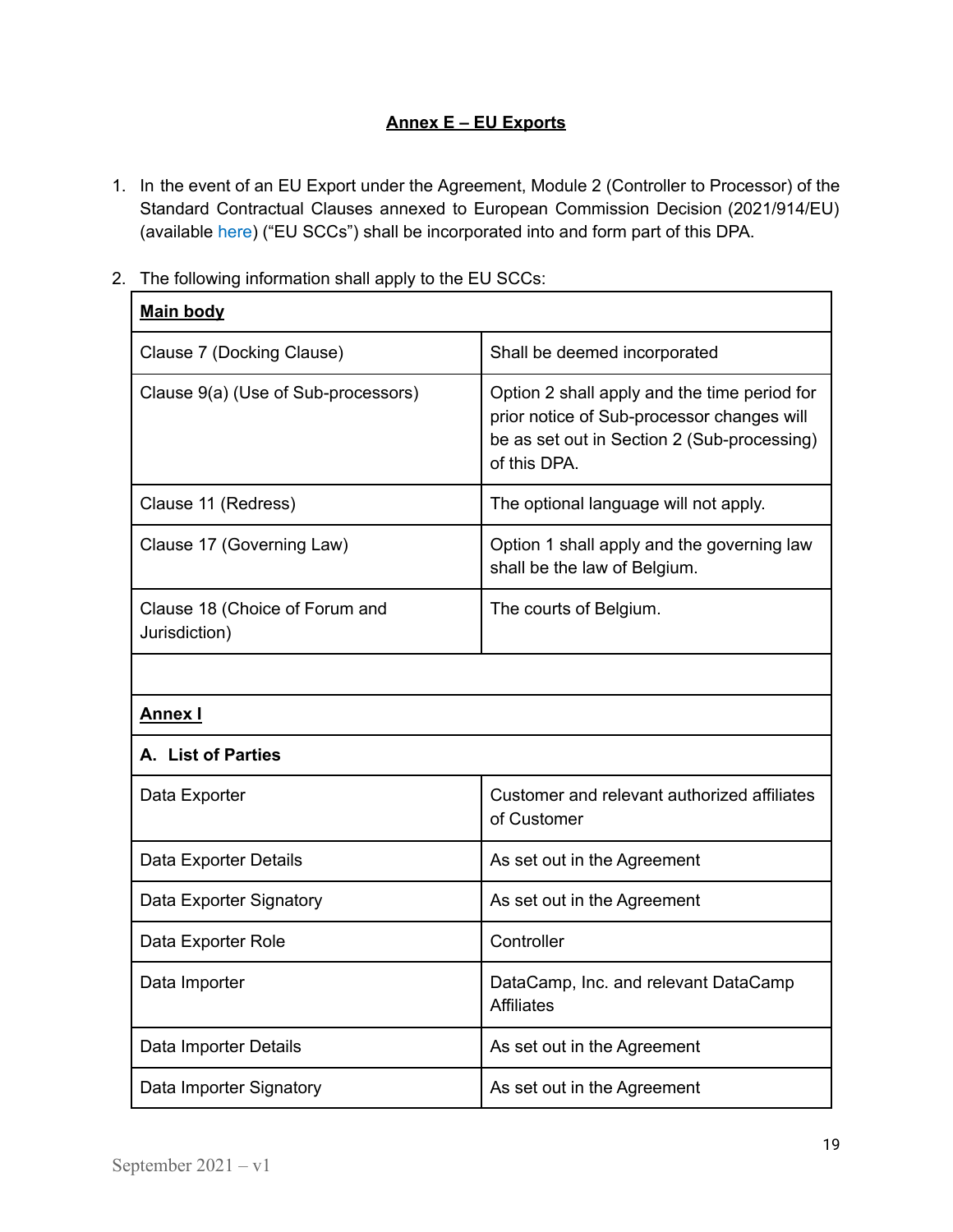## Annex E – EU Exports

1. In the event of an EU Export under the Agreement, Module 2 (Controller to Processor) of the Standard Contractual Clauses annexed to European Commission Decision (2021/914/EU) (available here) ("EU SCCs") shall be incorporated into and form part of this DPA.

2. The following information shall apply to the EU SCCs:

| **Main body** | |
|---|---|
| Clause 7 (Docking Clause) | Shall be deemed incorporated |
| Clause 9(a) (Use of Sub-processors) | Option 2 shall apply and the time period for prior notice of Sub-processor changes will be as set out in Section 2 (Sub-processing) of this DPA. |
| Clause 11 (Redress) | The optional language will not apply. |
| Clause 17 (Governing Law) | Option 1 shall apply and the governing law shall be the law of Belgium. |
| Clause 18 (Choice of Forum and Jurisdiction) | The courts of Belgium. |
| | |
| **Annex I** | |
| **A. List of Parties** | |
| Data Exporter | Customer and relevant authorized affiliates of Customer |
| Data Exporter Details | As set out in the Agreement |
| Data Exporter Signatory | As set out in the Agreement |
| Data Exporter Role | Controller |
| Data Importer | DataCamp, Inc. and relevant DataCamp Affiliates |
| Data Importer Details | As set out in the Agreement |
| Data Importer Signatory | As set out in the Agreement |

September 2021 – v1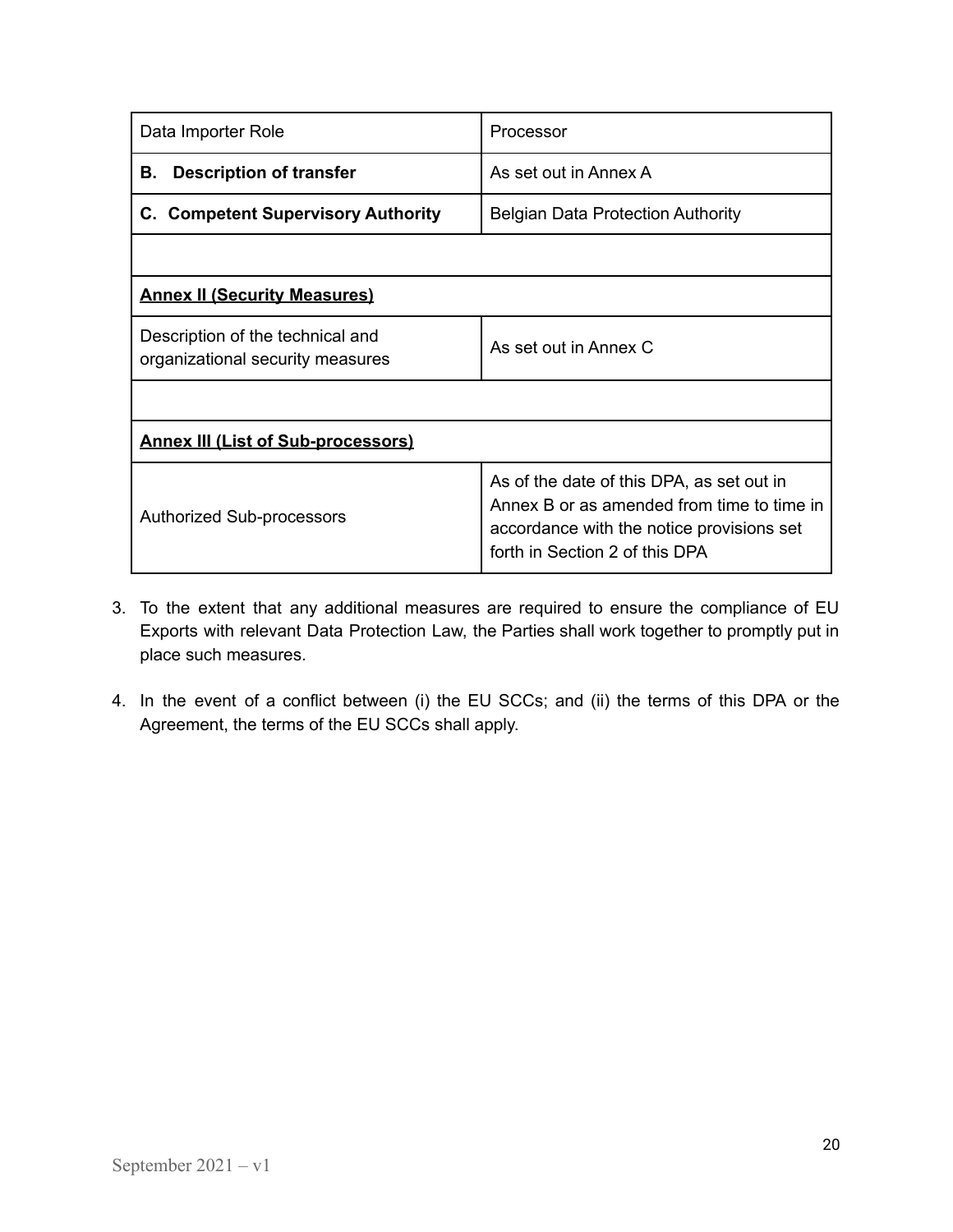| | |
|---|---|
| Data Importer Role | Processor |
| **B. Description of transfer** | As set out in Annex A |
| **C. Competent Supervisory Authority** | Belgian Data Protection Authority |
| | |
| **Annex II (Security Measures)** | |
| Description of the technical and organizational security measures | As set out in Annex C |
| | |
| **Annex III (List of Sub-processors)** | |
| Authorized Sub-processors | As of the date of this DPA, as set out in Annex B or as amended from time to time in accordance with the notice provisions set forth in Section 2 of this DPA |

3. To the extent that any additional measures are required to ensure the compliance of EU Exports with relevant Data Protection Law, the Parties shall work together to promptly put in place such measures.

4. In the event of a conflict between (i) the EU SCCs; and (ii) the terms of this DPA or the Agreement, the terms of the EU SCCs shall apply.